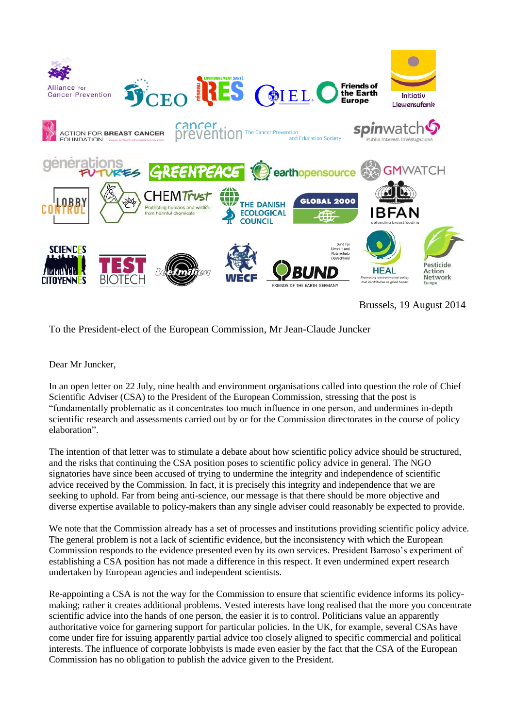Brussels, 19 August 2014

To the President-elect of the European Commission, Mr Jean-Claude Juncker

Dear Mr Juncker,

In an open letter on 22 July, nine health and environment organisations called into question the role of Chief Scientific Adviser (CSA) to the President of the European Commission, stressing that the post is "fundamentally problematic as it concentrates too much influence in one person, and undermines in-depth scientific research and assessments carried out by or for the Commission directorates in the course of policy elaboration".

The intention of that letter was to stimulate a debate about how scientific policy advice should be structured, and the risks that continuing the CSA position poses to scientific policy advice in general. The NGO signatories have since been accused of trying to undermine the integrity and independence of scientific advice received by the Commission. In fact, it is precisely this integrity and independence that we are seeking to uphold. Far from being anti-science, our message is that there should be more objective and diverse expertise available to policy-makers than any single adviser could reasonably be expected to provide.

We note that the Commission already has a set of processes and institutions providing scientific policy advice. The general problem is not a lack of scientific evidence, but the inconsistency with which the European Commission responds to the evidence presented even by its own services. President Barroso's experiment of establishing a CSA position has not made a difference in this respect. It even undermined expert research undertaken by European agencies and independent scientists.

Re-appointing a CSA is not the way for the Commission to ensure that scientific evidence informs its policy-making; rather it creates additional problems. Vested interests have long realised that the more you concentrate scientific advice into the hands of one person, the easier it is to control. Politicians value an apparently authoritative voice for garnering support for particular policies. In the UK, for example, several CSAs have come under fire for issuing apparently partial advice too closely aligned to specific commercial and political interests. The influence of corporate lobbyists is made even easier by the fact that the CSA of the European Commission has no obligation to publish the advice given to the President.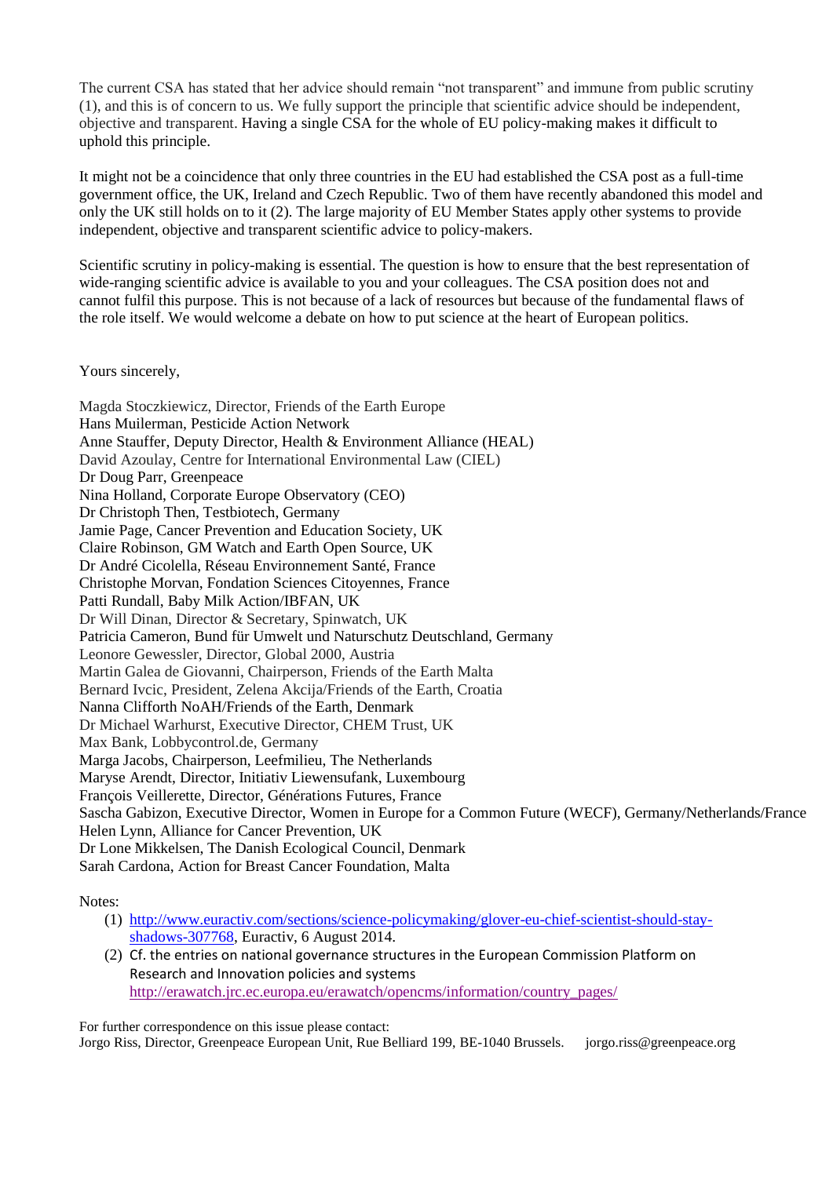The current CSA has stated that her advice should remain "not transparent" and immune from public scrutiny (1), and this is of concern to us. We fully support the principle that scientific advice should be independent, objective and transparent. Having a single CSA for the whole of EU policy-making makes it difficult to uphold this principle.

It might not be a coincidence that only three countries in the EU had established the CSA post as a full-time government office, the UK, Ireland and Czech Republic. Two of them have recently abandoned this model and only the UK still holds on to it (2). The large majority of EU Member States apply other systems to provide independent, objective and transparent scientific advice to policy-makers.

Scientific scrutiny in policy-making is essential. The question is how to ensure that the best representation of wide-ranging scientific advice is available to you and your colleagues. The CSA position does not and cannot fulfil this purpose. This is not because of a lack of resources but because of the fundamental flaws of the role itself. We would welcome a debate on how to put science at the heart of European politics.

Yours sincerely,

Magda Stoczkiewicz, Director, Friends of the Earth Europe
Hans Muilerman, Pesticide Action Network
Anne Stauffer, Deputy Director, Health & Environment Alliance (HEAL)
David Azoulay, Centre for International Environmental Law (CIEL)
Dr Doug Parr, Greenpeace
Nina Holland, Corporate Europe Observatory (CEO)
Dr Christoph Then, Testbiotech, Germany
Jamie Page, Cancer Prevention and Education Society, UK
Claire Robinson, GM Watch and Earth Open Source, UK
Dr André Cicolella, Réseau Environnement Santé, France
Christophe Morvan, Fondation Sciences Citoyennes, France
Patti Rundall, Baby Milk Action/IBFAN, UK
Dr Will Dinan, Director & Secretary, Spinwatch, UK
Patricia Cameron, Bund für Umwelt und Naturschutz Deutschland, Germany
Leonore Gewessler, Director, Global 2000, Austria
Martin Galea de Giovanni, Chairperson, Friends of the Earth Malta
Bernard Ivcic, President, Zelena Akcija/Friends of the Earth, Croatia
Nanna Clifforth NoAH/Friends of the Earth, Denmark
Dr Michael Warhurst, Executive Director, CHEM Trust, UK
Max Bank, Lobbycontrol.de, Germany
Marga Jacobs, Chairperson, Leefmilieu, The Netherlands
Maryse Arendt, Director, Initiativ Liewensufank, Luxembourg
François Veillerette, Director, Générations Futures, France
Sascha Gabizon, Executive Director, Women in Europe for a Common Future (WECF), Germany/Netherlands/France
Helen Lynn, Alliance for Cancer Prevention, UK
Dr Lone Mikkelsen, The Danish Ecological Council, Denmark
Sarah Cardona, Action for Breast Cancer Foundation, Malta

Notes:

1. http://www.euractiv.com/sections/science-policymaking/glover-eu-chief-scientist-should-stay-shadows-307768, Euractiv, 6 August 2014.
2. Cf. the entries on national governance structures in the European Commission Platform on Research and Innovation policies and systems http://erawatch.jrc.ec.europa.eu/erawatch/opencms/information/country_pages/

For further correspondence on this issue please contact:
Jorgo Riss, Director, Greenpeace European Unit, Rue Belliard 199, BE-1040 Brussels. jorgo.riss@greenpeace.org